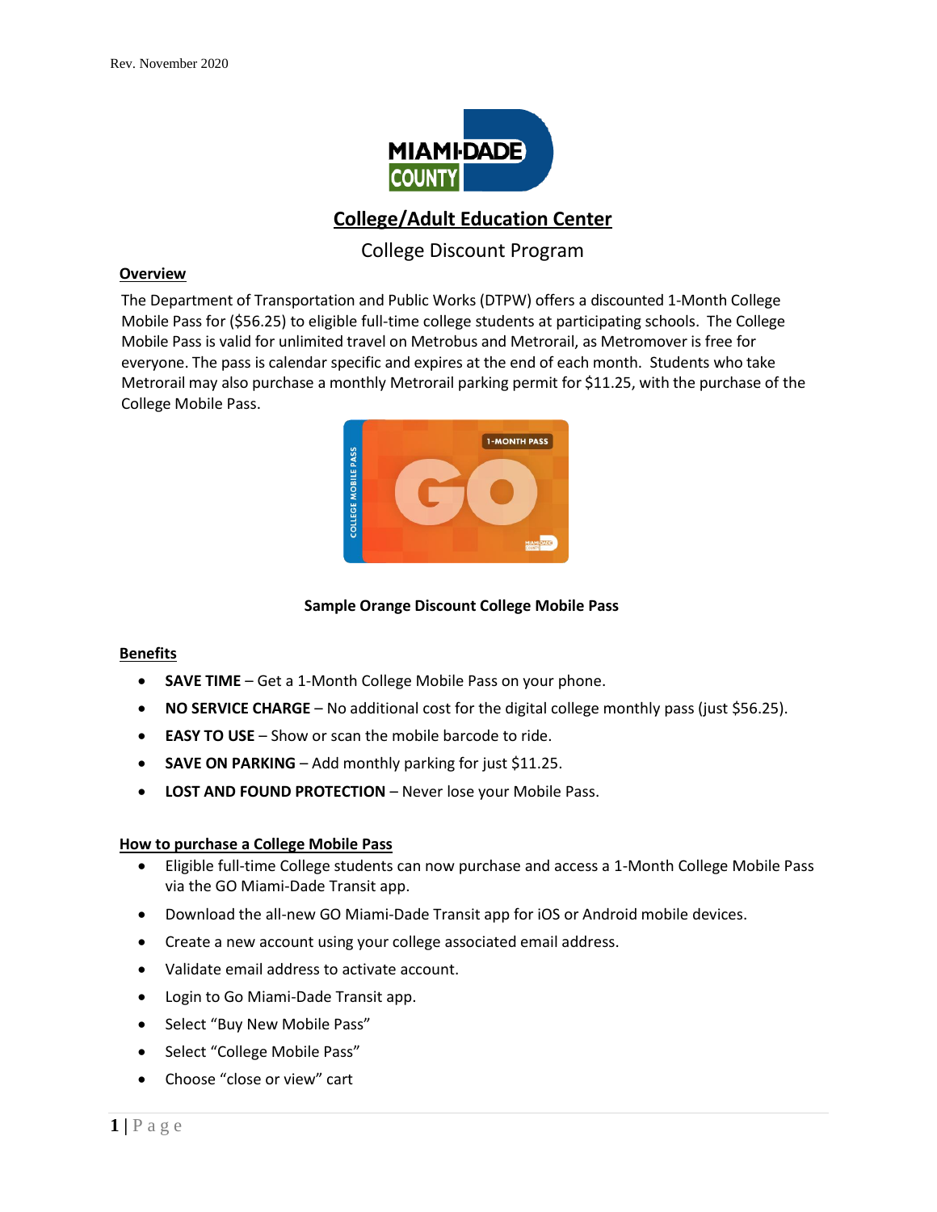Rev. November 2020

# College/Adult Education Center

## College Discount Program

### Overview

The Department of Transportation and Public Works (DTPW) offers a discounted 1-Month College Mobile Pass for ($56.25) to eligible full-time college students at participating schools. The College Mobile Pass is valid for unlimited travel on Metrobus and Metrorail, as Metromover is free for everyone. The pass is calendar specific and expires at the end of each month. Students who take Metrorail may also purchase a monthly Metrorail parking permit for $11.25, with the purchase of the College Mobile Pass.

**Sample Orange Discount College Mobile Pass**

### Benefits

- **SAVE TIME** – Get a 1-Month College Mobile Pass on your phone.
- **NO SERVICE CHARGE** – No additional cost for the digital college monthly pass (just $56.25).
- **EASY TO USE** – Show or scan the mobile barcode to ride.
- **SAVE ON PARKING** – Add monthly parking for just $11.25.
- **LOST AND FOUND PROTECTION** – Never lose your Mobile Pass.

### How to purchase a College Mobile Pass

- Eligible full-time College students can now purchase and access a 1-Month College Mobile Pass via the GO Miami-Dade Transit app.
- Download the all-new GO Miami-Dade Transit app for iOS or Android mobile devices.
- Create a new account using your college associated email address.
- Validate email address to activate account.
- Login to Go Miami-Dade Transit app.
- Select "Buy New Mobile Pass"
- Select "College Mobile Pass"
- Choose "close or view" cart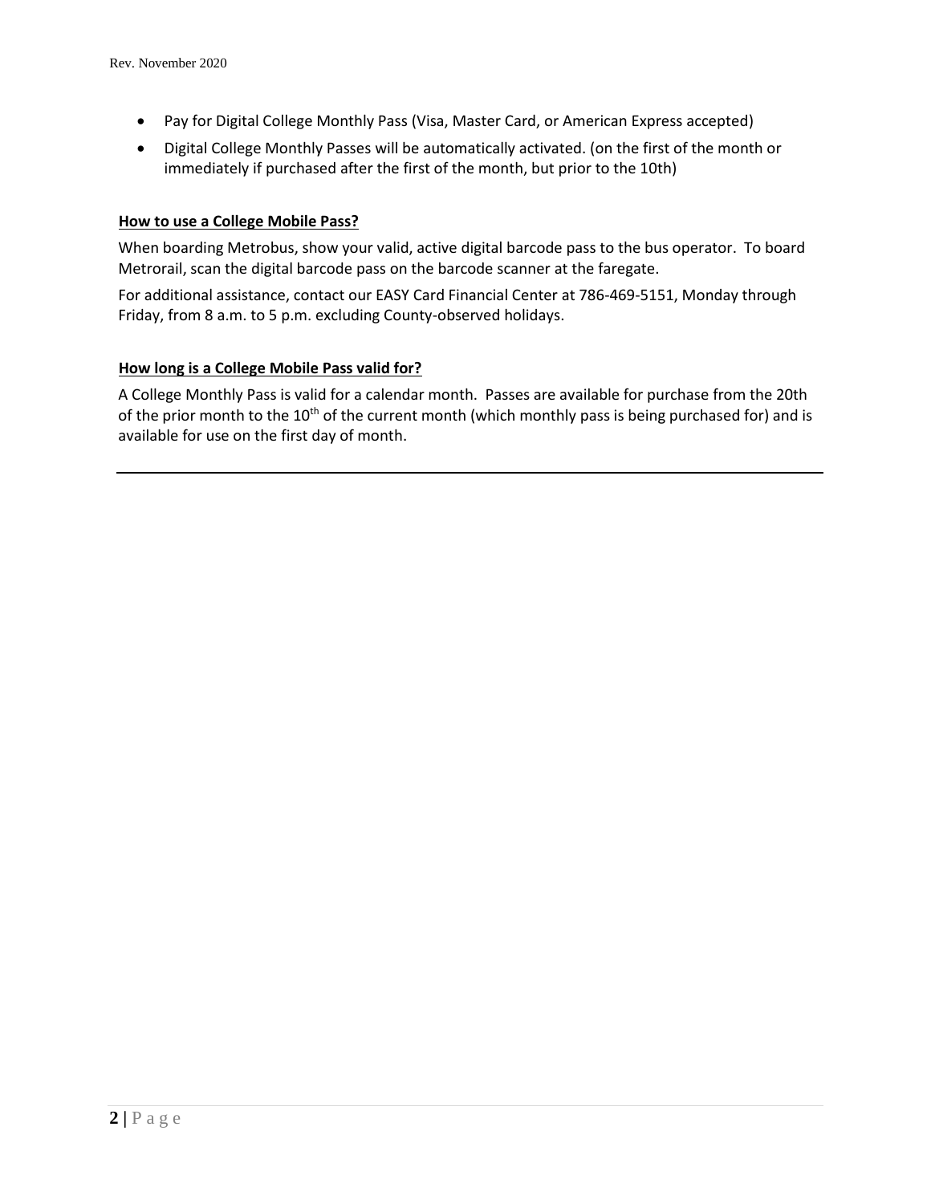- Pay for Digital College Monthly Pass (Visa, Master Card, or American Express accepted)
- Digital College Monthly Passes will be automatically activated. (on the first of the month or immediately if purchased after the first of the month, but prior to the 10th)

**How to use a College Mobile Pass?**

When boarding Metrobus, show your valid, active digital barcode pass to the bus operator. To board Metrorail, scan the digital barcode pass on the barcode scanner at the faregate.

For additional assistance, contact our EASY Card Financial Center at 786-469-5151, Monday through Friday, from 8 a.m. to 5 p.m. excluding County-observed holidays.

**How long is a College Mobile Pass valid for?**

A College Monthly Pass is valid for a calendar month. Passes are available for purchase from the 20th of the prior month to the 10th of the current month (which monthly pass is being purchased for) and is available for use on the first day of month.

---